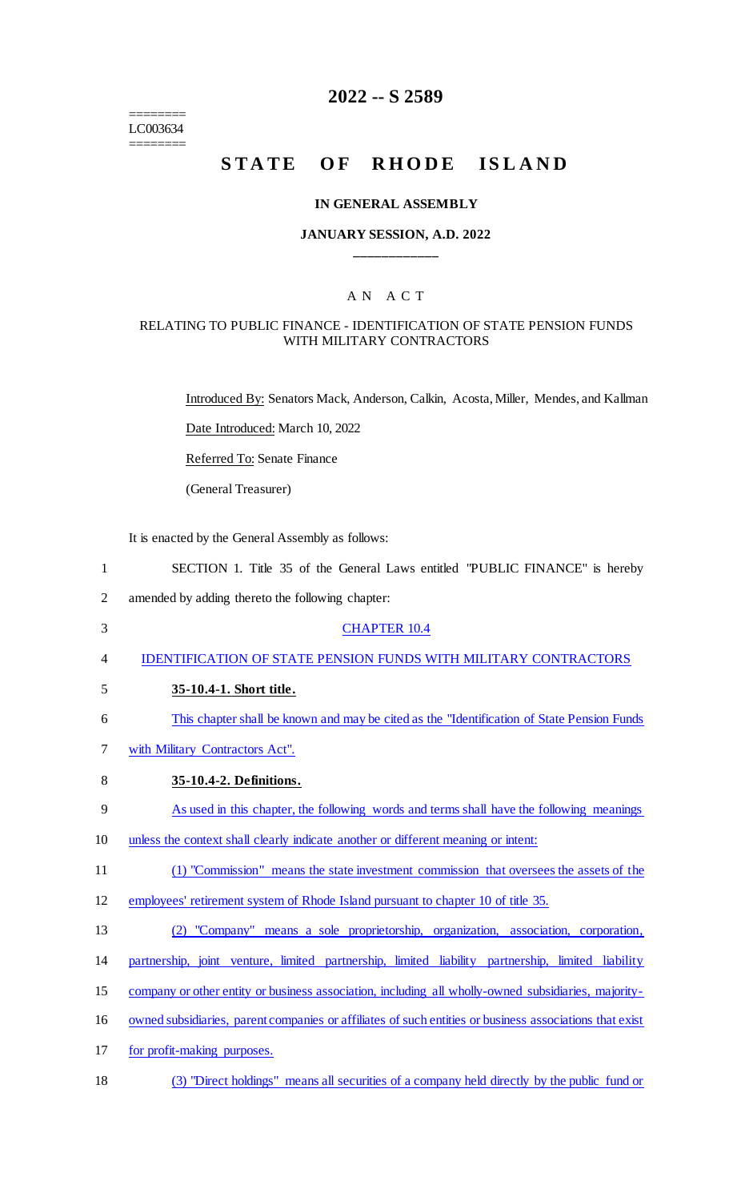========
LC003634
========

# 2022 -- S 2589

# STATE OF RHODE ISLAND

## IN GENERAL ASSEMBLY

### JANUARY SESSION, A.D. 2022

____________

A N A C T

RELATING TO PUBLIC FINANCE - IDENTIFICATION OF STATE PENSION FUNDS WITH MILITARY CONTRACTORS

Introduced By: Senators Mack, Anderson, Calkin, Acosta, Miller, Mendes, and Kallman

Date Introduced: March 10, 2022

Referred To: Senate Finance

(General Treasurer)

It is enacted by the General Assembly as follows:

1 SECTION 1. Title 35 of the General Laws entitled "PUBLIC FINANCE" is hereby
2 amended by adding thereto the following chapter:

3 CHAPTER 10.4

4 IDENTIFICATION OF STATE PENSION FUNDS WITH MILITARY CONTRACTORS

5 **35-10.4-1. Short title.**

6 This chapter shall be known and may be cited as the "Identification of State Pension Funds
7 with Military Contractors Act".

8 **35-10.4-2. Definitions.**

9 As used in this chapter, the following words and terms shall have the following meanings
10 unless the context shall clearly indicate another or different meaning or intent:

11 (1) "Commission" means the state investment commission that oversees the assets of the
12 employees' retirement system of Rhode Island pursuant to chapter 10 of title 35.

13 (2) "Company" means a sole proprietorship, organization, association, corporation,
14 partnership, joint venture, limited partnership, limited liability partnership, limited liability
15 company or other entity or business association, including all wholly-owned subsidiaries, majority-
16 owned subsidiaries, parent companies or affiliates of such entities or business associations that exist
17 for profit-making purposes.

18 (3) "Direct holdings" means all securities of a company held directly by the public fund or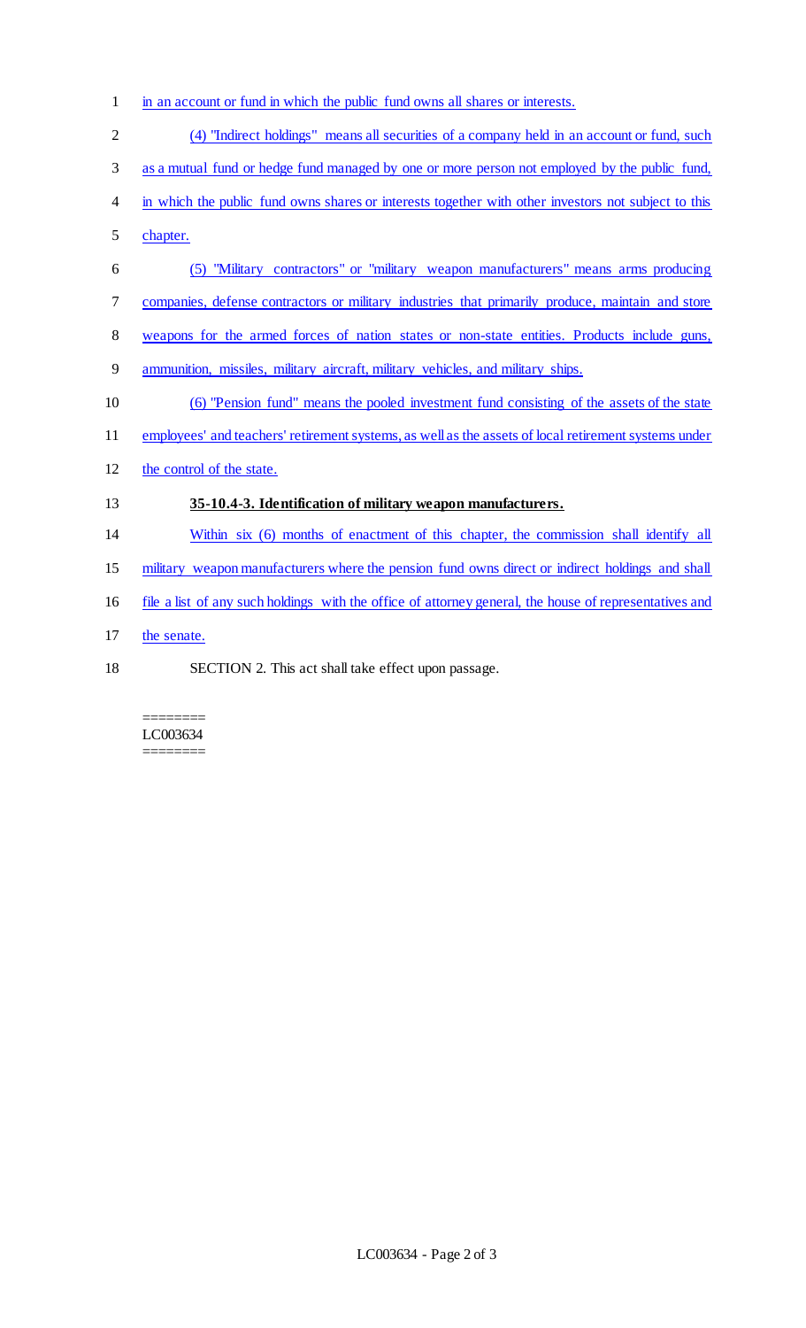in an account or fund in which the public fund owns all shares or interests.

(4) "Indirect holdings" means all securities of a company held in an account or fund, such as a mutual fund or hedge fund managed by one or more person not employed by the public fund, in which the public fund owns shares or interests together with other investors not subject to this chapter.

(5) "Military contractors" or "military weapon manufacturers" means arms producing companies, defense contractors or military industries that primarily produce, maintain and store weapons for the armed forces of nation states or non-state entities. Products include guns, ammunition, missiles, military aircraft, military vehicles, and military ships.

(6) "Pension fund" means the pooled investment fund consisting of the assets of the state employees' and teachers' retirement systems, as well as the assets of local retirement systems under the control of the state.

**35-10.4-3. Identification of military weapon manufacturers.**

Within six (6) months of enactment of this chapter, the commission shall identify all military weapon manufacturers where the pension fund owns direct or indirect holdings and shall file a list of any such holdings with the office of attorney general, the house of representatives and the senate.

SECTION 2. This act shall take effect upon passage.

========
LC003634
========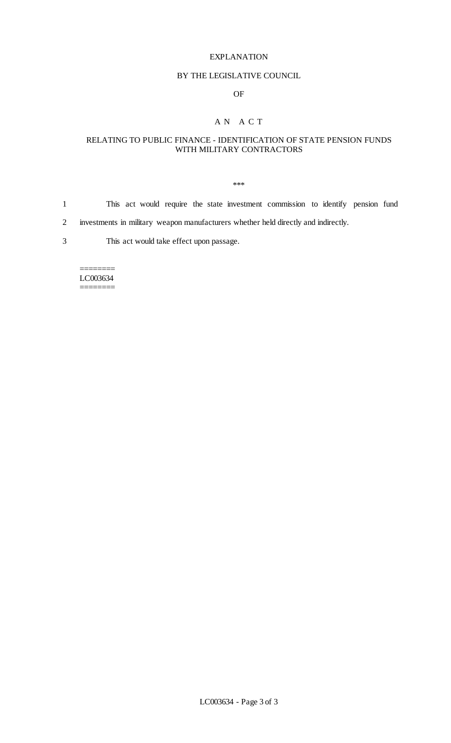EXPLANATION

BY THE LEGISLATIVE COUNCIL

OF

A N A C T

RELATING TO PUBLIC FINANCE - IDENTIFICATION OF STATE PENSION FUNDS WITH MILITARY CONTRACTORS

\*\*\*

1 This act would require the state investment commission to identify pension fund

2 investments in military weapon manufacturers whether held directly and indirectly.

3 This act would take effect upon passage.

========
LC003634
========